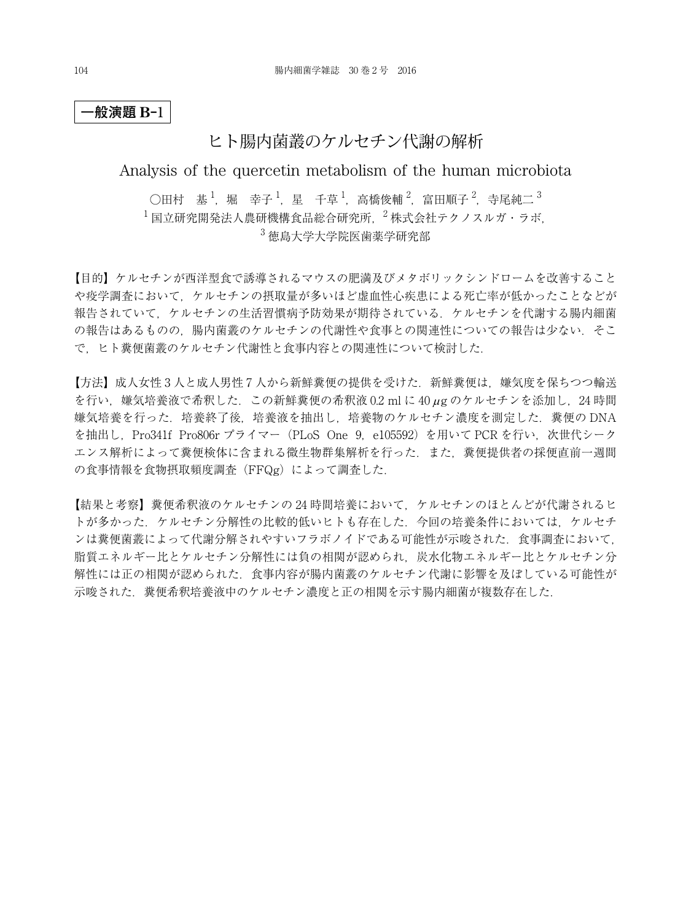**一般演題 B-1**

# ヒト腸内菌叢のケルセチン代謝の解析

## Analysis of the quercetin metabolism of the human microbiota

○田村　基[1]，堀　幸子[1]，星　千草[1]，高橋俊輔[2]，富田順子[2]，寺尾純二[3]

[1] 国立研究開発法人農研機構食品総合研究所，[2] 株式会社テクノスルガ・ラボ，
[3] 徳島大学大学院医歯薬学研究部

【目的】ケルセチンが西洋型食で誘導されるマウスの肥満及びメタボリックシンドロームを改善することや疫学調査において，ケルセチンの摂取量が多いほど虚血性心疾患による死亡率が低かったことなどが報告されていて，ケルセチンの生活習慣病予防効果が期待されている．ケルセチンを代謝する腸内細菌の報告はあるものの，腸内菌叢のケルセチンの代謝性や食事との関連性についての報告は少ない．そこで，ヒト糞便菌叢のケルセチン代謝性と食事内容との関連性について検討した．

【方法】成人女性 3 人と成人男性 7 人から新鮮糞便の提供を受けた．新鮮糞便は，嫌気度を保ちつつ輸送を行い，嫌気培養液で希釈した．この新鮮糞便の希釈液 0.2 ml に 40 $\mu g$ のケルセチンを添加し，24 時間嫌気培養を行った．培養終了後，培養液を抽出し，培養物のケルセチン濃度を測定した．糞便の DNA を抽出し，Pro341f Pro806r プライマー（PLoS One 9，e105592）を用いて PCR を行い，次世代シークエンス解析によって糞便検体に含まれる微生物群集解析を行った．また，糞便提供者の採便直前一週間の食事情報を食物摂取頻度調査（FFQg）によって調査した．

【結果と考察】糞便希釈液のケルセチンの 24 時間培養において，ケルセチンのほとんどが代謝されるヒトが多かった．ケルセチン分解性の比較的低いヒトも存在した．今回の培養条件においては，ケルセチンは糞便菌叢によって代謝分解されやすいフラボノイドである可能性が示唆された．食事調査において，脂質エネルギー比とケルセチン分解性には負の相関が認められ，炭水化物エネルギー比とケルセチン分解性には正の相関が認められた．食事内容が腸内菌叢のケルセチン代謝に影響を及ぼしている可能性が示唆された．糞便希釈培養液中のケルセチン濃度と正の相関を示す腸内細菌が複数存在した．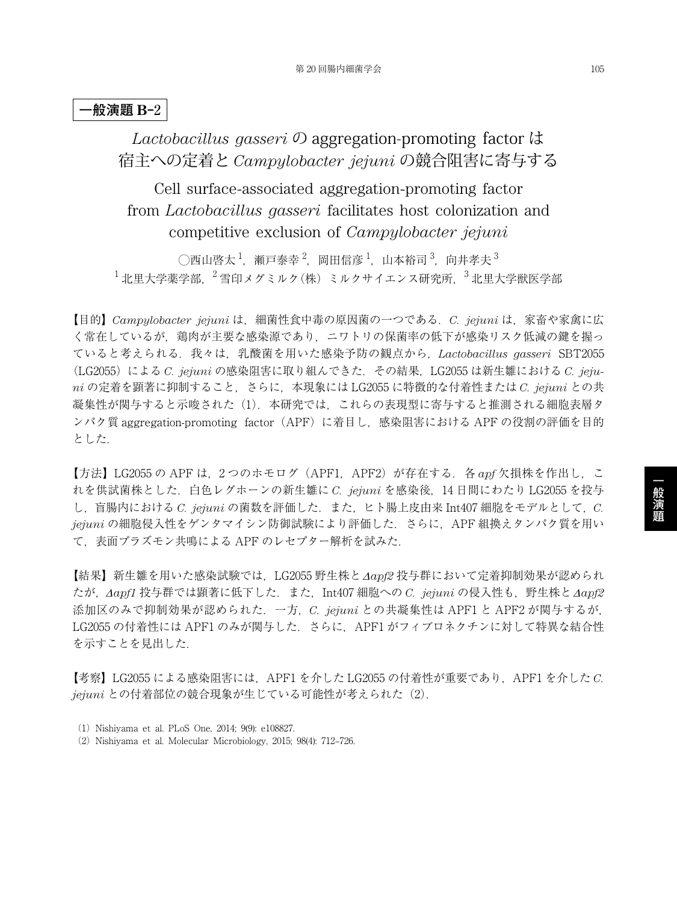**一般演題 B-2**

# *Lactobacillus gasseri* の aggregation-promoting factor は宿主への定着と *Campylobacter jejuni* の競合阻害に寄与する

## Cell surface-associated aggregation-promoting factor from *Lactobacillus gasseri* facilitates host colonization and competitive exclusion of *Campylobacter jejuni*

○西山啓太[1]，瀬戸泰幸[2]，岡田信彦[1]，山本裕司[3]，向井孝夫[3]

[1] 北里大学薬学部，[2] 雪印メグミルク(株) ミルクサイエンス研究所，[3] 北里大学獣医学部

【目的】*Campylobacter jejuni* は，細菌性食中毒の原因菌の一つである．*C. jejuni* は，家畜や家禽に広く常在しているが，鶏肉が主要な感染源であり，ニワトリの保菌率の低下が感染リスク低減の鍵を握っていると考えられる．我々は，乳酸菌を用いた感染予防の観点から，*Lactobacillus gasseri* SBT2055（LG2055）による *C. jejuni* の感染阻害に取り組んできた．その結果，LG2055 は新生雛における *C. jejuni* の定着を顕著に抑制すること，さらに，本現象には LG2055 に特徴的な付着性または *C. jejuni* との共凝集性が関与すると示唆された（1）．本研究では，これらの表現型に寄与すると推測される細胞表層タンパク質 aggregation-promoting factor（APF）に着目し，感染阻害における APF の役割の評価を目的とした．

【方法】LG2055 の APF は，2 つのホモログ（APF1，APF2）が存在する．各 *apf* 欠損株を作出し，これを供試菌株とした．白色レグホーンの新生雛に *C. jejuni* を感染後，14 日間にわたり LG2055 を投与し，盲腸内における *C. jejuni* の菌数を評価した．また，ヒト腸上皮由来 Int407 細胞をモデルとして，*C. jejuni* の細胞侵入性をゲンタマイシン防御試験により評価した．さらに，APF 組換えタンパク質を用いて，表面プラズモン共鳴による APF のレセプター解析を試みた．

【結果】新生雛を用いた感染試験では，LG2055 野生株と *Δapf2* 投与群において定着抑制効果が認められたが，*Δapf1* 投与群では顕著に低下した．また，Int407 細胞への *C. jejuni* の侵入性も，野生株と *Δapf2* 添加区のみで抑制効果が認められた．一方，*C. jejuni* との共凝集性は APF1 と APF2 が関与するが，LG2055 の付着性には APF1 のみが関与した．さらに，APF1 がフィブロネクチンに対して特異な結合性を示すことを見出した．

【考察】LG2055 による感染阻害には，APF1 を介した LG2055 の付着性が重要であり，APF1 を介した *C. jejuni* との付着部位の競合現象が生じている可能性が考えられた（2）．

（1）Nishiyama et al. PLoS One, 2014; 9(9): e108827.
（2）Nishiyama et al. Molecular Microbiology, 2015; 98(4): 712–726.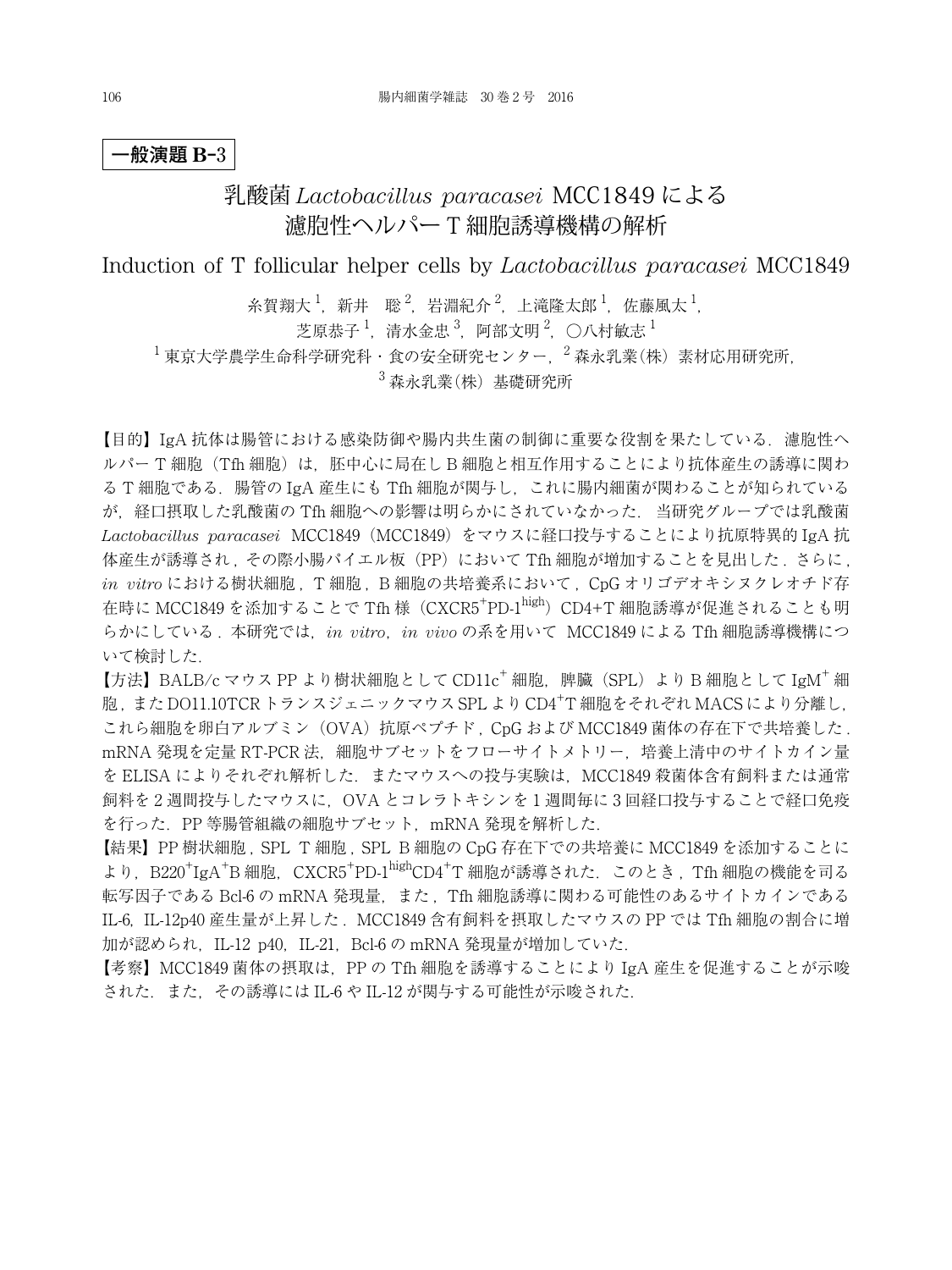**一般演題 B-3**

# 乳酸菌 *Lactobacillus paracasei* MCC1849 による濾胞性ヘルパー T 細胞誘導機構の解析

## Induction of T follicular helper cells by *Lactobacillus paracasei* MCC1849

糸賀翔大[1]，新井　聡[2]，岩淵紀介[2]，上滝隆太郎[1]，佐藤風太[1]，芝原恭子[1]，清水金忠[3]，阿部文明[2]，○八村敏志[1]

[1] 東京大学農学生命科学研究科・食の安全研究センター，[2] 森永乳業(株) 素材応用研究所，[3] 森永乳業(株) 基礎研究所

【目的】IgA 抗体は腸管における感染防御や腸内共生菌の制御に重要な役割を果たしている．濾胞性ヘルパー T 細胞（Tfh 細胞）は，胚中心に局在し B 細胞と相互作用することにより抗体産生の誘導に関わる T 細胞である．腸管の IgA 産生にも Tfh 細胞が関与し，これに腸内細菌が関わることが知られているが，経口摂取した乳酸菌の Tfh 細胞への影響は明らかにされていなかった．当研究グループでは乳酸菌 *Lactobacillus paracasei* MCC1849（MCC1849）をマウスに経口投与することにより抗原特異的 IgA 抗体産生が誘導され，その際小腸パイエル板（PP）において Tfh 細胞が増加することを見出した．さらに，*in vitro* における樹状細胞，T 細胞，B 細胞の共培養系において，CpG オリゴデオキシヌクレオチド存在時に MCC1849 を添加することで Tfh 様（$CXCR5^{+}PD\text{-}1^{high}$）CD4+T 細胞誘導が促進されることも明らかにしている．本研究では，*in vitro*，*in vivo* の系を用いて MCC1849 による Tfh 細胞誘導機構について検討した．

【方法】BALB/c マウス PP より樹状細胞として $CD11c^{+}$ 細胞，脾臓（SPL）より B 細胞として $IgM^{+}$ 細胞，また DO11.10TCR トランスジェニックマウス SPL より $CD4^{+}T$ 細胞をそれぞれ MACS により分離し，これら細胞を卵白アルブミン（OVA）抗原ペプチド，CpG および MCC1849 菌体の存在下で共培養した．mRNA 発現を定量 RT-PCR 法，細胞サブセットをフローサイトメトリー，培養上清中のサイトカイン量を ELISA によりそれぞれ解析した．またマウスへの投与実験は，MCC1849 殺菌体含有飼料または通常飼料を 2 週間投与したマウスに，OVA とコレラトキシンを 1 週間毎に 3 回経口投与することで経口免疫を行った．PP 等腸管組織の細胞サブセット，mRNA 発現を解析した．

【結果】PP 樹状細胞，SPL T 細胞，SPL B 細胞の CpG 存在下での共培養に MCC1849 を添加することにより，$B220^{+}IgA^{+}B$ 細胞，$CXCR5^{+}PD\text{-}1^{high}CD4^{+}T$ 細胞が誘導された．このとき，Tfh 細胞の機能を司る転写因子である Bcl-6 の mRNA 発現量，また，Tfh 細胞誘導に関わる可能性のあるサイトカインである IL-6，IL-12p40 産生量が上昇した．MCC1849 含有飼料を摂取したマウスの PP では Tfh 細胞の割合に増加が認められ，IL-12 p40，IL-21，Bcl-6 の mRNA 発現量が増加していた．

【考察】MCC1849 菌体の摂取は，PP の Tfh 細胞を誘導することにより IgA 産生を促進することが示唆された．また，その誘導には IL-6 や IL-12 が関与する可能性が示唆された．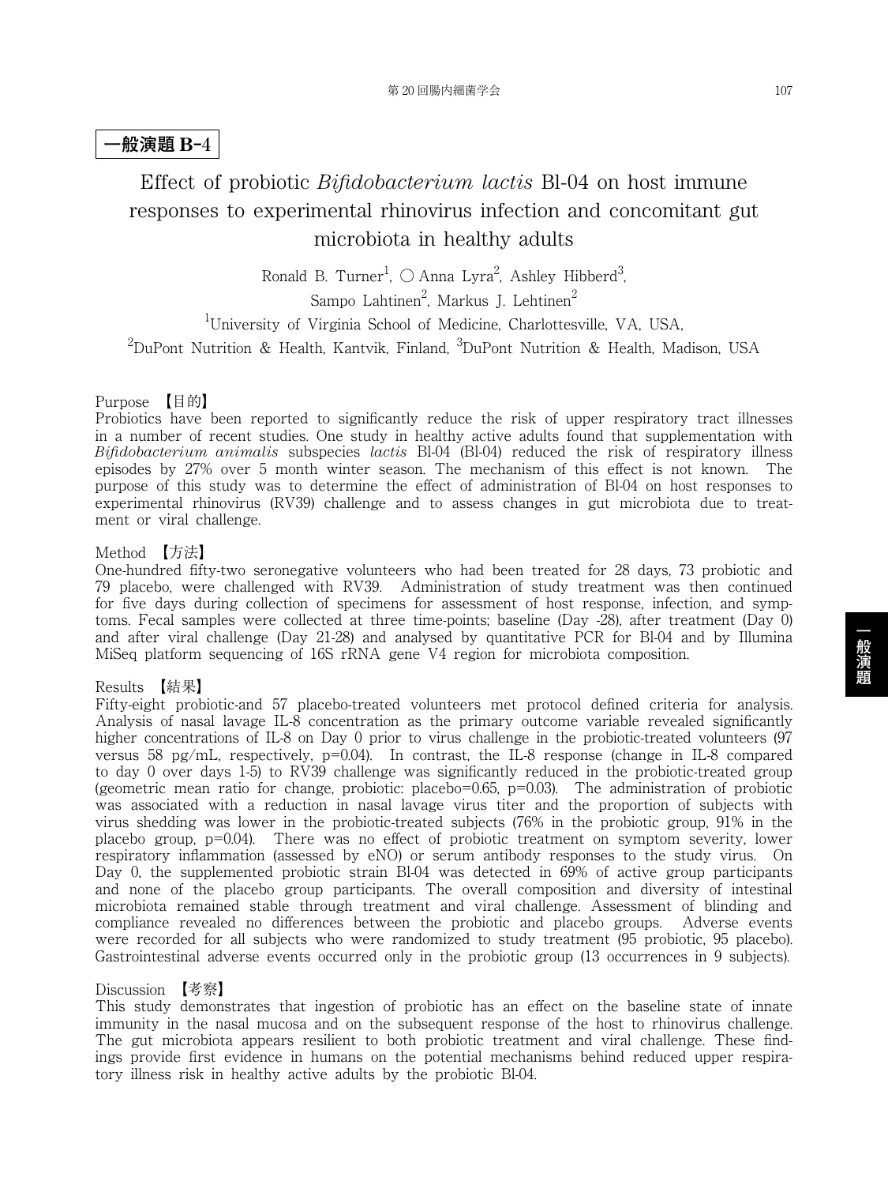## 一般演題 B-4

# Effect of probiotic *Bifidobacterium lactis* Bl-04 on host immune responses to experimental rhinovirus infection and concomitant gut microbiota in healthy adults

Ronald B. Turner[1], ○ Anna Lyra[2], Ashley Hibberd[3], Sampo Lahtinen[2], Markus J. Lehtinen[2]

[1]University of Virginia School of Medicine, Charlottesville, VA, USA,
[2]DuPont Nutrition & Health, Kantvik, Finland, [3]DuPont Nutrition & Health, Madison, USA

### Purpose 【目的】

Probiotics have been reported to significantly reduce the risk of upper respiratory tract illnesses in a number of recent studies. One study in healthy active adults found that supplementation with *Bifidobacterium animalis* subspecies *lactis* Bl-04 (Bl-04) reduced the risk of respiratory illness episodes by 27% over 5 month winter season. The mechanism of this effect is not known. The purpose of this study was to determine the effect of administration of Bl-04 on host responses to experimental rhinovirus (RV39) challenge and to assess changes in gut microbiota due to treatment or viral challenge.

### Method 【方法】

One-hundred fifty-two seronegative volunteers who had been treated for 28 days, 73 probiotic and 79 placebo, were challenged with RV39. Administration of study treatment was then continued for five days during collection of specimens for assessment of host response, infection, and symptoms. Fecal samples were collected at three time-points; baseline (Day -28), after treatment (Day 0) and after viral challenge (Day 21-28) and analysed by quantitative PCR for Bl-04 and by Illumina MiSeq platform sequencing of 16S rRNA gene V4 region for microbiota composition.

### Results 【結果】

Fifty-eight probiotic-and 57 placebo-treated volunteers met protocol defined criteria for analysis. Analysis of nasal lavage IL-8 concentration as the primary outcome variable revealed significantly higher concentrations of IL-8 on Day 0 prior to virus challenge in the probiotic-treated volunteers (97 versus 58 pg/mL, respectively, $p=0.04$). In contrast, the IL-8 response (change in IL-8 compared to day 0 over days 1-5) to RV39 challenge was significantly reduced in the probiotic-treated group (geometric mean ratio for change, probiotic: placebo=0.65, $p=0.03$). The administration of probiotic was associated with a reduction in nasal lavage virus titer and the proportion of subjects with virus shedding was lower in the probiotic-treated subjects (76% in the probiotic group, 91% in the placebo group, $p=0.04$). There was no effect of probiotic treatment on symptom severity, lower respiratory inflammation (assessed by eNO) or serum antibody responses to the study virus. On Day 0, the supplemented probiotic strain Bl-04 was detected in 69% of active group participants and none of the placebo group participants. The overall composition and diversity of intestinal microbiota remained stable through treatment and viral challenge. Assessment of blinding and compliance revealed no differences between the probiotic and placebo groups. Adverse events were recorded for all subjects who were randomized to study treatment (95 probiotic, 95 placebo). Gastrointestinal adverse events occurred only in the probiotic group (13 occurrences in 9 subjects).

### Discussion 【考察】

This study demonstrates that ingestion of probiotic has an effect on the baseline state of innate immunity in the nasal mucosa and on the subsequent response of the host to rhinovirus challenge. The gut microbiota appears resilient to both probiotic treatment and viral challenge. These findings provide first evidence in humans on the potential mechanisms behind reduced upper respiratory illness risk in healthy active adults by the probiotic Bl-04.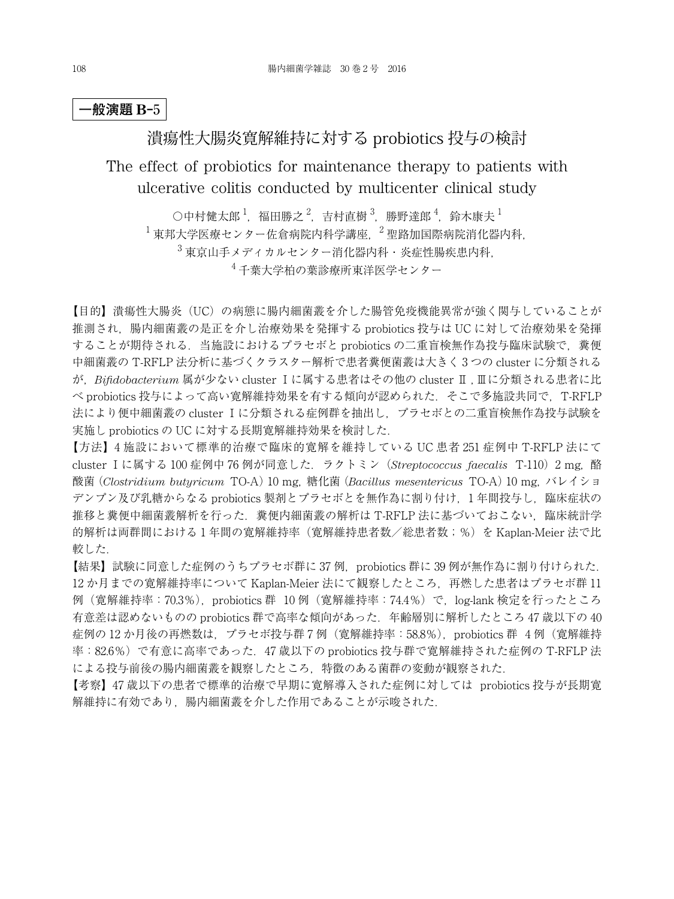**一般演題 B-5**

# 潰瘍性大腸炎寛解維持に対する probiotics 投与の検討

## The effect of probiotics for maintenance therapy to patients with ulcerative colitis conducted by multicenter clinical study

○中村健太郎[1]，福田勝之[2]，吉村直樹[3]，勝野達郎[4]，鈴木康夫[1]

[1] 東邦大学医療センター佐倉病院内科学講座，[2] 聖路加国際病院消化器内科，
[3] 東京山手メディカルセンター消化器内科・炎症性腸疾患内科，
[4] 千葉大学柏の葉診療所東洋医学センター

【目的】潰瘍性大腸炎（UC）の病態に腸内細菌叢を介した腸管免疫機能異常が強く関与していることが推測され，腸内細菌叢の是正を介し治療効果を発揮する probiotics 投与は UC に対して治療効果を発揮することが期待される．当施設におけるプラセボと probiotics の二重盲検無作為投与臨床試験で，糞便中細菌叢の T-RFLP 法分析に基づくクラスター解析で患者糞便菌叢は大きく 3 つの cluster に分類されるが，*Bifidobacterium* 属が少ない cluster Ⅰに属する患者はその他の cluster Ⅱ，Ⅲに分類される患者に比べ probiotics 投与によって高い寛解維持効果を有する傾向が認められた．そこで多施設共同で，T-RFLP 法により便中細菌叢の cluster Ⅰに分類される症例群を抽出し，プラセボとの二重盲検無作為投与試験を実施し probiotics の UC に対する長期寛解維持効果を検討した．

【方法】4 施設において標準的治療で臨床的寛解を維持している UC 患者 251 症例中 T-RFLP 法にて cluster Ⅰに属する 100 症例中 76 例が同意した．ラクトミン（*Streptococcus faecalis* T-110）2 mg，酪酸菌（*Clostridium butyricum* TO-A）10 mg，糖化菌（*Bacillus mesentericus* TO-A）10 mg，バレイショデンプン及び乳糖からなる probiotics 製剤とプラセボとを無作為に割り付け，1 年間投与し，臨床症状の推移と糞便中細菌叢解析を行った．糞便内細菌叢の解析は T-RFLP 法に基づいておこない，臨床統計学的解析は両群間における 1 年間の寛解維持率（寛解維持患者数／総患者数；%）を Kaplan-Meier 法で比較した．

【結果】試験に同意した症例のうちプラセボ群に 37 例，probiotics 群に 39 例が無作為に割り付けられた．12 か月までの寛解維持率について Kaplan-Meier 法にて観察したところ，再燃した患者はプラセボ群 11 例（寛解維持率：70.3%），probiotics 群 10 例（寛解維持率：74.4%）で，log-lank 検定を行ったところ有意差は認めないものの probiotics 群で高率な傾向があった．年齢層別に解析したところ 47 歳以下の 40 症例の 12 か月後の再燃数は，プラセボ投与群 7 例（寛解維持率：58.8%），probiotics 群 4 例（寛解維持率：82.6%）で有意に高率であった．47 歳以下の probiotics 投与群で寛解維持された症例の T-RFLP 法による投与前後の腸内細菌叢を観察したところ，特徴のある菌群の変動が観察された．

【考察】47 歳以下の患者で標準的治療で早期に寛解導入された症例に対しては probiotics 投与が長期寛解維持に有効であり，腸内細菌叢を介した作用であることが示唆された．